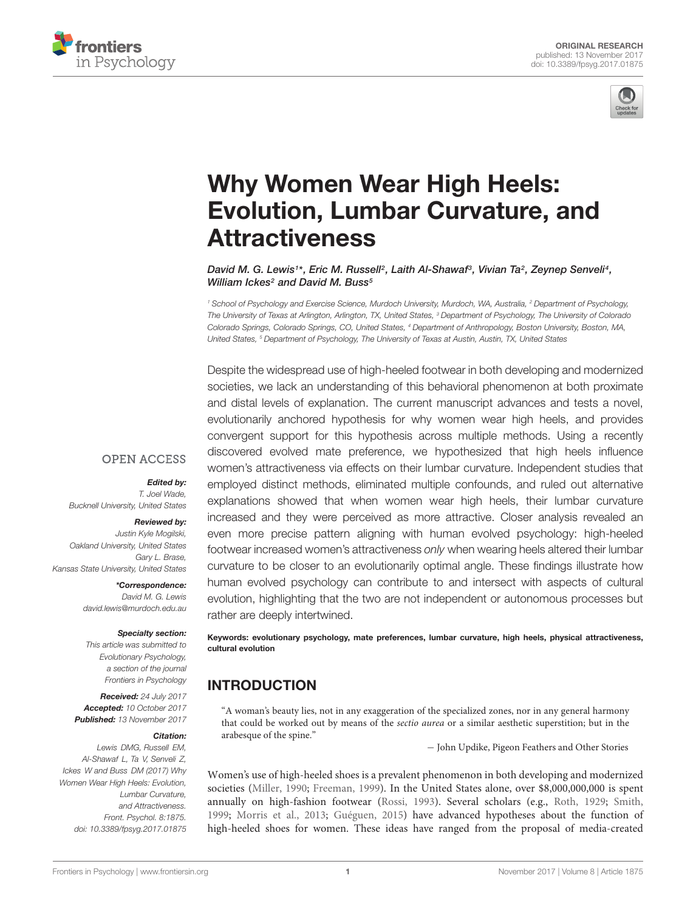ORIGINAL RESEARCH
published: 13 November 2017
doi: 10.3389/fpsyg.2017.01875

# Why Women Wear High Heels: Evolution, Lumbar Curvature, and Attractiveness

*David M. G. Lewis[1]\*, Eric M. Russell[2], Laith Al-Shawaf[3], Vivian Ta[2], Zeynep Senveli[4], William Ickes[2] and David M. Buss[5]*

[1] School of Psychology and Exercise Science, Murdoch University, Murdoch, WA, Australia, [2] Department of Psychology, The University of Texas at Arlington, Arlington, TX, United States, [3] Department of Psychology, The University of Colorado Colorado Springs, Colorado Springs, CO, United States, [4] Department of Anthropology, Boston University, Boston, MA, United States, [5] Department of Psychology, The University of Texas at Austin, Austin, TX, United States

Despite the widespread use of high-heeled footwear in both developing and modernized societies, we lack an understanding of this behavioral phenomenon at both proximate and distal levels of explanation. The current manuscript advances and tests a novel, evolutionarily anchored hypothesis for why women wear high heels, and provides convergent support for this hypothesis across multiple methods. Using a recently discovered evolved mate preference, we hypothesized that high heels influence women's attractiveness via effects on their lumbar curvature. Independent studies that employed distinct methods, eliminated multiple confounds, and ruled out alternative explanations showed that when women wear high heels, their lumbar curvature increased and they were perceived as more attractive. Closer analysis revealed an even more precise pattern aligning with human evolved psychology: high-heeled footwear increased women's attractiveness *only* when wearing heels altered their lumbar curvature to be closer to an evolutionarily optimal angle. These findings illustrate how human evolved psychology can contribute to and intersect with aspects of cultural evolution, highlighting that the two are not independent or autonomous processes but rather are deeply intertwined.

**Keywords: evolutionary psychology, mate preferences, lumbar curvature, high heels, physical attractiveness, cultural evolution**

OPEN ACCESS

***Edited by:***
T. Joel Wade,
Bucknell University, United States

***Reviewed by:***
Justin Kyle Mogilski,
Oakland University, United States
Gary L. Brase,
Kansas State University, United States

***\*Correspondence:***
David M. G. Lewis
david.lewis@murdoch.edu.au

***Specialty section:***
This article was submitted to Evolutionary Psychology, a section of the journal Frontiers in Psychology

***Received:*** 24 July 2017
***Accepted:*** 10 October 2017
***Published:*** 13 November 2017

***Citation:***
Lewis DMG, Russell EM, Al-Shawaf L, Ta V, Senveli Z, Ickes W and Buss DM (2017) Why Women Wear High Heels: Evolution, Lumbar Curvature, and Attractiveness. Front. Psychol. 8:1875. doi: 10.3389/fpsyg.2017.01875

## INTRODUCTION

> "A woman's beauty lies, not in any exaggeration of the specialized zones, nor in any general harmony that could be worked out by means of the *sectio aurea* or a similar aesthetic superstition; but in the arabesque of the spine."
>
> — John Updike, Pigeon Feathers and Other Stories

Women's use of high-heeled shoes is a prevalent phenomenon in both developing and modernized societies (Miller, 1990; Freeman, 1999). In the United States alone, over $8,000,000,000 is spent annually on high-fashion footwear (Rossi, 1993). Several scholars (e.g., Roth, 1929; Smith, 1999; Morris et al., 2013; Guéguen, 2015) have advanced hypotheses about the function of high-heeled shoes for women. These ideas have ranged from the proposal of media-created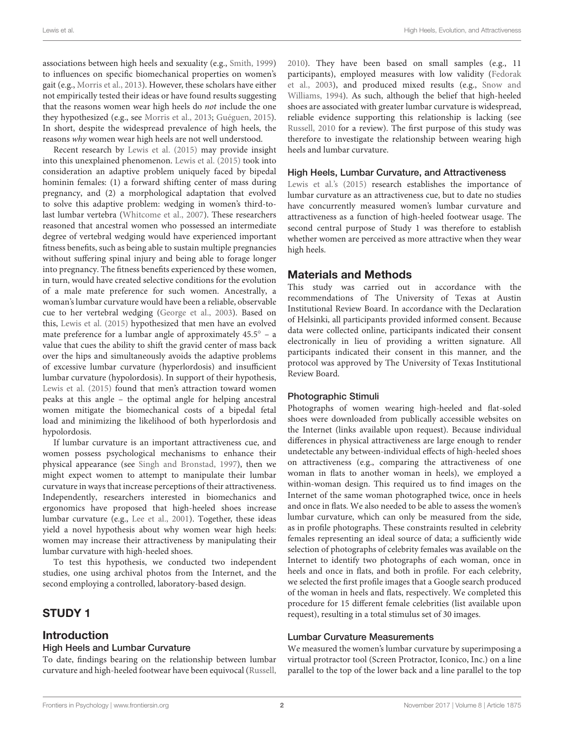associations between high heels and sexuality (e.g., Smith, 1999) to influences on specific biomechanical properties on women's gait (e.g., Morris et al., 2013). However, these scholars have either not empirically tested their ideas or have found results suggesting that the reasons women wear high heels do *not* include the one they hypothesized (e.g., see Morris et al., 2013; Guéguen, 2015). In short, despite the widespread prevalence of high heels, the reasons *why* women wear high heels are not well understood.

Recent research by Lewis et al. (2015) may provide insight into this unexplained phenomenon. Lewis et al. (2015) took into consideration an adaptive problem uniquely faced by bipedal hominin females: (1) a forward shifting center of mass during pregnancy, and (2) a morphological adaptation that evolved to solve this adaptive problem: wedging in women's third-to-last lumbar vertebra (Whitcome et al., 2007). These researchers reasoned that ancestral women who possessed an intermediate degree of vertebral wedging would have experienced important fitness benefits, such as being able to sustain multiple pregnancies without suffering spinal injury and being able to forage longer into pregnancy. The fitness benefits experienced by these women, in turn, would have created selective conditions for the evolution of a male mate preference for such women. Ancestrally, a woman's lumbar curvature would have been a reliable, observable cue to her vertebral wedging (George et al., 2003). Based on this, Lewis et al. (2015) hypothesized that men have an evolved mate preference for a lumbar angle of approximately 45.5° – a value that cues the ability to shift the gravid center of mass back over the hips and simultaneously avoids the adaptive problems of excessive lumbar curvature (hyperlordosis) and insufficient lumbar curvature (hypolordosis). In support of their hypothesis, Lewis et al. (2015) found that men's attraction toward women peaks at this angle – the optimal angle for helping ancestral women mitigate the biomechanical costs of a bipedal fetal load and minimizing the likelihood of both hyperlordosis and hypolordosis.

If lumbar curvature is an important attractiveness cue, and women possess psychological mechanisms to enhance their physical appearance (see Singh and Bronstad, 1997), then we might expect women to attempt to manipulate their lumbar curvature in ways that increase perceptions of their attractiveness. Independently, researchers interested in biomechanics and ergonomics have proposed that high-heeled shoes increase lumbar curvature (e.g., Lee et al., 2001). Together, these ideas yield a novel hypothesis about why women wear high heels: women may increase their attractiveness by manipulating their lumbar curvature with high-heeled shoes.

To test this hypothesis, we conducted two independent studies, one using archival photos from the Internet, and the second employing a controlled, laboratory-based design.

# STUDY 1

## Introduction

### High Heels and Lumbar Curvature

To date, findings bearing on the relationship between lumbar curvature and high-heeled footwear have been equivocal (Russell, 2010). They have been based on small samples (e.g., 11 participants), employed measures with low validity (Fedorak et al., 2003), and produced mixed results (e.g., Snow and Williams, 1994). As such, although the belief that high-heeled shoes are associated with greater lumbar curvature is widespread, reliable evidence supporting this relationship is lacking (see Russell, 2010 for a review). The first purpose of this study was therefore to investigate the relationship between wearing high heels and lumbar curvature.

### High Heels, Lumbar Curvature, and Attractiveness

Lewis et al.'s (2015) research establishes the importance of lumbar curvature as an attractiveness cue, but to date no studies have concurrently measured women's lumbar curvature and attractiveness as a function of high-heeled footwear usage. The second central purpose of Study 1 was therefore to establish whether women are perceived as more attractive when they wear high heels.

## Materials and Methods

This study was carried out in accordance with the recommendations of The University of Texas at Austin Institutional Review Board. In accordance with the Declaration of Helsinki, all participants provided informed consent. Because data were collected online, participants indicated their consent electronically in lieu of providing a written signature. All participants indicated their consent in this manner, and the protocol was approved by The University of Texas Institutional Review Board.

### Photographic Stimuli

Photographs of women wearing high-heeled and flat-soled shoes were downloaded from publically accessible websites on the Internet (links available upon request). Because individual differences in physical attractiveness are large enough to render undetectable any between-individual effects of high-heeled shoes on attractiveness (e.g., comparing the attractiveness of one woman in flats to another woman in heels), we employed a within-woman design. This required us to find images on the Internet of the same woman photographed twice, once in heels and once in flats. We also needed to be able to assess the women's lumbar curvature, which can only be measured from the side, as in profile photographs. These constraints resulted in celebrity females representing an ideal source of data; a sufficiently wide selection of photographs of celebrity females was available on the Internet to identify two photographs of each woman, once in heels and once in flats, and both in profile. For each celebrity, we selected the first profile images that a Google search produced of the woman in heels and flats, respectively. We completed this procedure for 15 different female celebrities (list available upon request), resulting in a total stimulus set of 30 images.

### Lumbar Curvature Measurements

We measured the women's lumbar curvature by superimposing a virtual protractor tool (Screen Protractor, Iconico, Inc.) on a line parallel to the top of the lower back and a line parallel to the top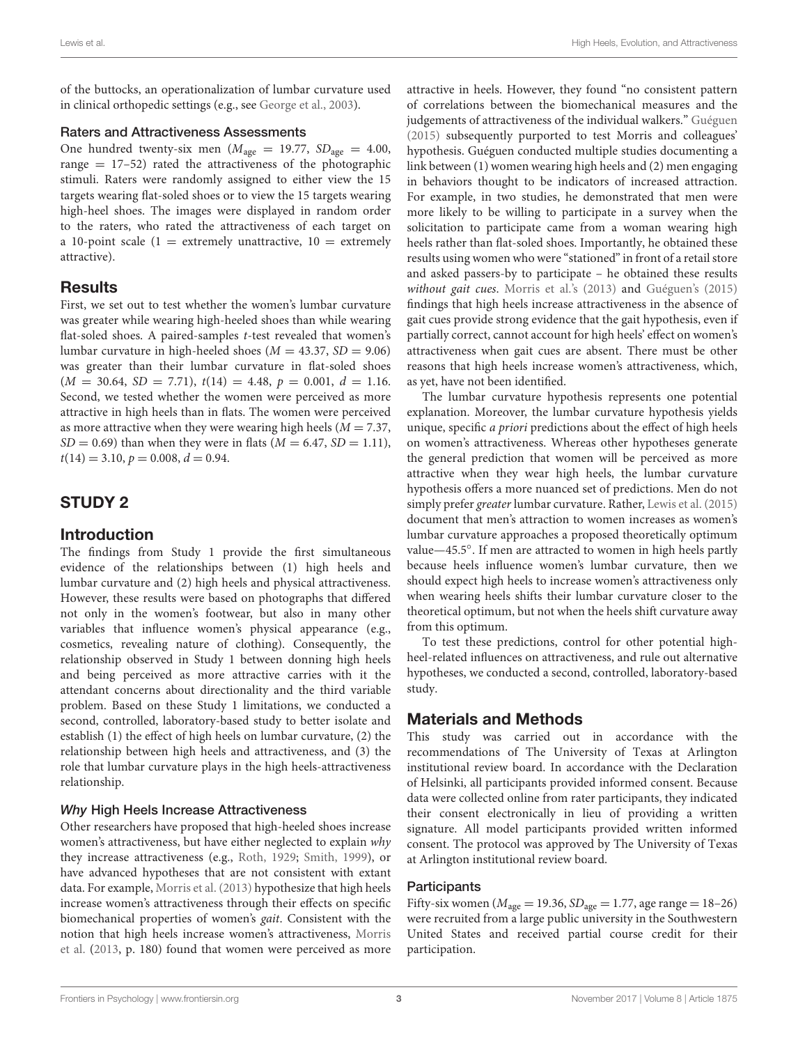of the buttocks, an operationalization of lumbar curvature used in clinical orthopedic settings (e.g., see George et al., 2003).

### Raters and Attractiveness Assessments

One hundred twenty-six men ($M_{age}$ = 19.77, $SD_{age}$ = 4.00, range = 17–52) rated the attractiveness of the photographic stimuli. Raters were randomly assigned to either view the 15 targets wearing flat-soled shoes or to view the 15 targets wearing high-heel shoes. The images were displayed in random order to the raters, who rated the attractiveness of each target on a 10-point scale (1 = extremely unattractive, 10 = extremely attractive).

## Results

First, we set out to test whether the women's lumbar curvature was greater while wearing high-heeled shoes than while wearing flat-soled shoes. A paired-samples $t$-test revealed that women's lumbar curvature in high-heeled shoes ($M$ = 43.37, $SD$ = 9.06) was greater than their lumbar curvature in flat-soled shoes ($M$ = 30.64, $SD$ = 7.71), $t(14)$ = 4.48, $p$ = 0.001, $d$ = 1.16. Second, we tested whether the women were perceived as more attractive in high heels than in flats. The women were perceived as more attractive when they were wearing high heels ($M$ = 7.37, $SD$ = 0.69) than when they were in flats ($M$ = 6.47, $SD$ = 1.11), $t(14)$ = 3.10, $p$ = 0.008, $d$ = 0.94.

# STUDY 2

## Introduction

The findings from Study 1 provide the first simultaneous evidence of the relationships between (1) high heels and lumbar curvature and (2) high heels and physical attractiveness. However, these results were based on photographs that differed not only in the women's footwear, but also in many other variables that influence women's physical appearance (e.g., cosmetics, revealing nature of clothing). Consequently, the relationship observed in Study 1 between donning high heels and being perceived as more attractive carries with it the attendant concerns about directionality and the third variable problem. Based on these Study 1 limitations, we conducted a second, controlled, laboratory-based study to better isolate and establish (1) the effect of high heels on lumbar curvature, (2) the relationship between high heels and attractiveness, and (3) the role that lumbar curvature plays in the high heels-attractiveness relationship.

### *Why* High Heels Increase Attractiveness

Other researchers have proposed that high-heeled shoes increase women's attractiveness, but have either neglected to explain *why* they increase attractiveness (e.g., Roth, 1929; Smith, 1999), or have advanced hypotheses that are not consistent with extant data. For example, Morris et al. (2013) hypothesize that high heels increase women's attractiveness through their effects on specific biomechanical properties of women's *gait*. Consistent with the notion that high heels increase women's attractiveness, Morris et al. (2013, p. 180) found that women were perceived as more attractive in heels. However, they found "no consistent pattern of correlations between the biomechanical measures and the judgements of attractiveness of the individual walkers." Guéguen (2015) subsequently purported to test Morris and colleagues' hypothesis. Guéguen conducted multiple studies documenting a link between (1) women wearing high heels and (2) men engaging in behaviors thought to be indicators of increased attraction. For example, in two studies, he demonstrated that men were more likely to be willing to participate in a survey when the solicitation to participate came from a woman wearing high heels rather than flat-soled shoes. Importantly, he obtained these results using women who were "stationed" in front of a retail store and asked passers-by to participate – he obtained these results *without gait cues*. Morris et al.'s (2013) and Guéguen's (2015) findings that high heels increase attractiveness in the absence of gait cues provide strong evidence that the gait hypothesis, even if partially correct, cannot account for high heels' effect on women's attractiveness when gait cues are absent. There must be other reasons that high heels increase women's attractiveness, which, as yet, have not been identified.

The lumbar curvature hypothesis represents one potential explanation. Moreover, the lumbar curvature hypothesis yields unique, specific *a priori* predictions about the effect of high heels on women's attractiveness. Whereas other hypotheses generate the general prediction that women will be perceived as more attractive when they wear high heels, the lumbar curvature hypothesis offers a more nuanced set of predictions. Men do not simply prefer *greater* lumbar curvature. Rather, Lewis et al. (2015) document that men's attraction to women increases as women's lumbar curvature approaches a proposed theoretically optimum value—45.5°. If men are attracted to women in high heels partly because heels influence women's lumbar curvature, then we should expect high heels to increase women's attractiveness only when wearing heels shifts their lumbar curvature closer to the theoretical optimum, but not when the heels shift curvature away from this optimum.

To test these predictions, control for other potential high-heel-related influences on attractiveness, and rule out alternative hypotheses, we conducted a second, controlled, laboratory-based study.

## Materials and Methods

This study was carried out in accordance with the recommendations of The University of Texas at Arlington institutional review board. In accordance with the Declaration of Helsinki, all participants provided informed consent. Because data were collected online from rater participants, they indicated their consent electronically in lieu of providing a written signature. All model participants provided written informed consent. The protocol was approved by The University of Texas at Arlington institutional review board.

### Participants

Fifty-six women ($M_{age}$ = 19.36, $SD_{age}$ = 1.77, age range = 18–26) were recruited from a large public university in the Southwestern United States and received partial course credit for their participation.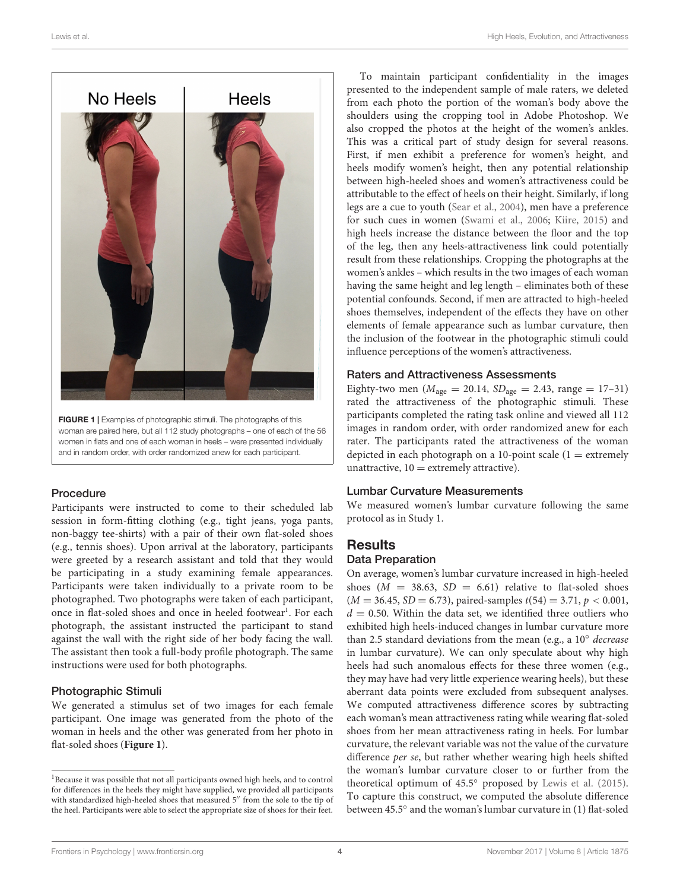FIGURE 1 | Examples of photographic stimuli. The photographs of this woman are paired here, but all 112 study photographs – one of each of the 56 women in flats and one of each woman in heels – were presented individually and in random order, with order randomized anew for each participant.

### Procedure

Participants were instructed to come to their scheduled lab session in form-fitting clothing (e.g., tight jeans, yoga pants, non-baggy tee-shirts) with a pair of their own flat-soled shoes (e.g., tennis shoes). Upon arrival at the laboratory, participants were greeted by a research assistant and told that they would be participating in a study examining female appearances. Participants were taken individually to a private room to be photographed. Two photographs were taken of each participant, once in flat-soled shoes and once in heeled footwear[1]. For each photograph, the assistant instructed the participant to stand against the wall with the right side of her body facing the wall. The assistant then took a full-body profile photograph. The same instructions were used for both photographs.

### Photographic Stimuli

We generated a stimulus set of two images for each female participant. One image was generated from the photo of the woman in heels and the other was generated from her photo in flat-soled shoes (**Figure 1**).

To maintain participant confidentiality in the images presented to the independent sample of male raters, we deleted from each photo the portion of the woman's body above the shoulders using the cropping tool in Adobe Photoshop. We also cropped the photos at the height of the women's ankles. This was a critical part of study design for several reasons. First, if men exhibit a preference for women's height, and heels modify women's height, then any potential relationship between high-heeled shoes and women's attractiveness could be attributable to the effect of heels on their height. Similarly, if long legs are a cue to youth (Sear et al., 2004), men have a preference for such cues in women (Swami et al., 2006; Kiire, 2015) and high heels increase the distance between the floor and the top of the leg, then any heels-attractiveness link could potentially result from these relationships. Cropping the photographs at the women's ankles – which results in the two images of each woman having the same height and leg length – eliminates both of these potential confounds. Second, if men are attracted to high-heeled shoes themselves, independent of the effects they have on other elements of female appearance such as lumbar curvature, then the inclusion of the footwear in the photographic stimuli could influence perceptions of the women's attractiveness.

### Raters and Attractiveness Assessments

Eighty-two men ($M_{age} = 20.14$, $SD_{age} = 2.43$, range = 17–31) rated the attractiveness of the photographic stimuli. These participants completed the rating task online and viewed all 112 images in random order, with order randomized anew for each rater. The participants rated the attractiveness of the woman depicted in each photograph on a 10-point scale (1 = extremely unattractive, 10 = extremely attractive).

### Lumbar Curvature Measurements

We measured women's lumbar curvature following the same protocol as in Study 1.

## Results

### Data Preparation

On average, women's lumbar curvature increased in high-heeled shoes ($M = 38.63$, $SD = 6.61$) relative to flat-soled shoes ($M = 36.45$, $SD = 6.73$), paired-samples $t(54) = 3.71$, $p < 0.001$, $d = 0.50$. Within the data set, we identified three outliers who exhibited high heels-induced changes in lumbar curvature more than 2.5 standard deviations from the mean (e.g., a 10° *decrease* in lumbar curvature). We can only speculate about why high heels had such anomalous effects for these three women (e.g., they may have had very little experience wearing heels), but these aberrant data points were excluded from subsequent analyses. We computed attractiveness difference scores by subtracting each woman's mean attractiveness rating while wearing flat-soled shoes from her mean attractiveness rating in heels. For lumbar curvature, the relevant variable was not the value of the curvature difference *per se*, but rather whether wearing high heels shifted the woman's lumbar curvature closer to or further from the theoretical optimum of 45.5° proposed by Lewis et al. (2015). To capture this construct, we computed the absolute difference between 45.5° and the woman's lumbar curvature in (1) flat-soled

[1]Because it was possible that not all participants owned high heels, and to control for differences in the heels they might have supplied, we provided all participants with standardized high-heeled shoes that measured 5″ from the sole to the tip of the heel. Participants were able to select the appropriate size of shoes for their feet.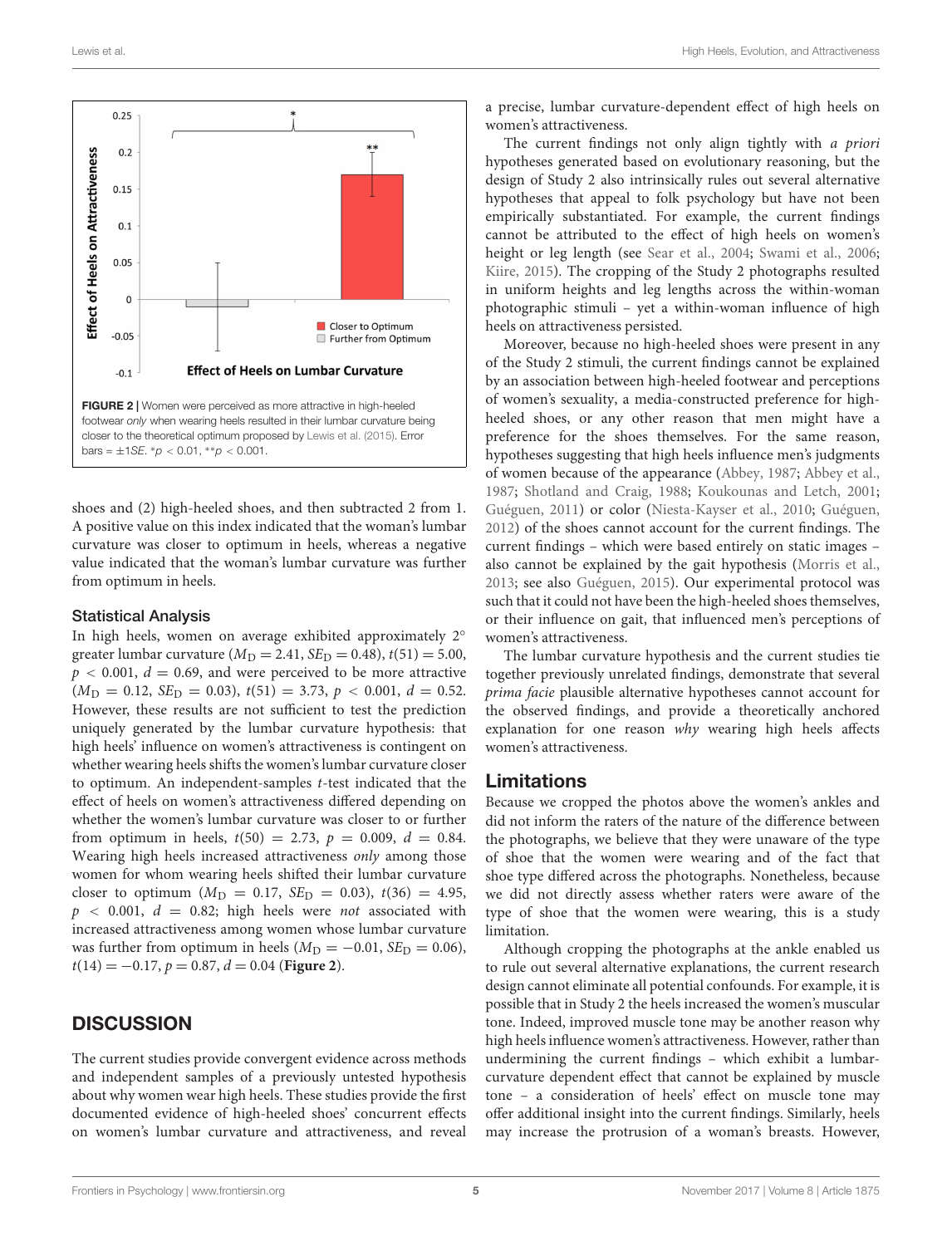FIGURE 2 | Women were perceived as more attractive in high-heeled footwear *only* when wearing heels resulted in their lumbar curvature being closer to the theoretical optimum proposed by Lewis et al. (2015). Error bars = $\pm 1SE$. $*p < 0.01$, $**p < 0.001$.

shoes and (2) high-heeled shoes, and then subtracted 2 from 1. A positive value on this index indicated that the woman's lumbar curvature was closer to optimum in heels, whereas a negative value indicated that the woman's lumbar curvature was further from optimum in heels.

### Statistical Analysis

In high heels, women on average exhibited approximately 2° greater lumbar curvature ($M_D = 2.41$, $SE_D = 0.48$), $t(51) = 5.00$, $p < 0.001$, $d = 0.69$, and were perceived to be more attractive ($M_D = 0.12$, $SE_D = 0.03$), $t(51) = 3.73$, $p < 0.001$, $d = 0.52$. However, these results are not sufficient to test the prediction uniquely generated by the lumbar curvature hypothesis: that high heels' influence on women's attractiveness is contingent on whether wearing heels shifts the women's lumbar curvature closer to optimum. An independent-samples *t*-test indicated that the effect of heels on women's attractiveness differed depending on whether the women's lumbar curvature was closer to or further from optimum in heels, $t(50) = 2.73$, $p = 0.009$, $d = 0.84$. Wearing high heels increased attractiveness *only* among those women for whom wearing heels shifted their lumbar curvature closer to optimum ($M_D = 0.17$, $SE_D = 0.03$), $t(36) = 4.95$, $p < 0.001$, $d = 0.82$; high heels were *not* associated with increased attractiveness among women whose lumbar curvature was further from optimum in heels ($M_D = -0.01$, $SE_D = 0.06$), $t(14) = -0.17$, $p = 0.87$, $d = 0.04$ (**Figure 2**).

## DISCUSSION

The current studies provide convergent evidence across methods and independent samples of a previously untested hypothesis about why women wear high heels. These studies provide the first documented evidence of high-heeled shoes' concurrent effects on women's lumbar curvature and attractiveness, and reveal a precise, lumbar curvature-dependent effect of high heels on women's attractiveness.

The current findings not only align tightly with *a priori* hypotheses generated based on evolutionary reasoning, but the design of Study 2 also intrinsically rules out several alternative hypotheses that appeal to folk psychology but have not been empirically substantiated. For example, the current findings cannot be attributed to the effect of high heels on women's height or leg length (see Sear et al., 2004; Swami et al., 2006; Kiire, 2015). The cropping of the Study 2 photographs resulted in uniform heights and leg lengths across the within-woman photographic stimuli – yet a within-woman influence of high heels on attractiveness persisted.

Moreover, because no high-heeled shoes were present in any of the Study 2 stimuli, the current findings cannot be explained by an association between high-heeled footwear and perceptions of women's sexuality, a media-constructed preference for high-heeled shoes, or any other reason that men might have a preference for the shoes themselves. For the same reason, hypotheses suggesting that high heels influence men's judgments of women because of the appearance (Abbey, 1987; Abbey et al., 1987; Shotland and Craig, 1988; Koukounas and Letch, 2001; Guéguen, 2011) or color (Niesta-Kayser et al., 2010; Guéguen, 2012) of the shoes cannot account for the current findings. The current findings – which were based entirely on static images – also cannot be explained by the gait hypothesis (Morris et al., 2013; see also Guéguen, 2015). Our experimental protocol was such that it could not have been the high-heeled shoes themselves, or their influence on gait, that influenced men's perceptions of women's attractiveness.

The lumbar curvature hypothesis and the current studies tie together previously unrelated findings, demonstrate that several *prima facie* plausible alternative hypotheses cannot account for the observed findings, and provide a theoretically anchored explanation for one reason *why* wearing high heels affects women's attractiveness.

## Limitations

Because we cropped the photos above the women's ankles and did not inform the raters of the nature of the difference between the photographs, we believe that they were unaware of the type of shoe that the women were wearing and of the fact that shoe type differed across the photographs. Nonetheless, because we did not directly assess whether raters were aware of the type of shoe that the women were wearing, this is a study limitation.

Although cropping the photographs at the ankle enabled us to rule out several alternative explanations, the current research design cannot eliminate all potential confounds. For example, it is possible that in Study 2 the heels increased the women's muscular tone. Indeed, improved muscle tone may be another reason why high heels influence women's attractiveness. However, rather than undermining the current findings – which exhibit a lumbar-curvature dependent effect that cannot be explained by muscle tone – a consideration of heels' effect on muscle tone may offer additional insight into the current findings. Similarly, heels may increase the protrusion of a woman's breasts. However,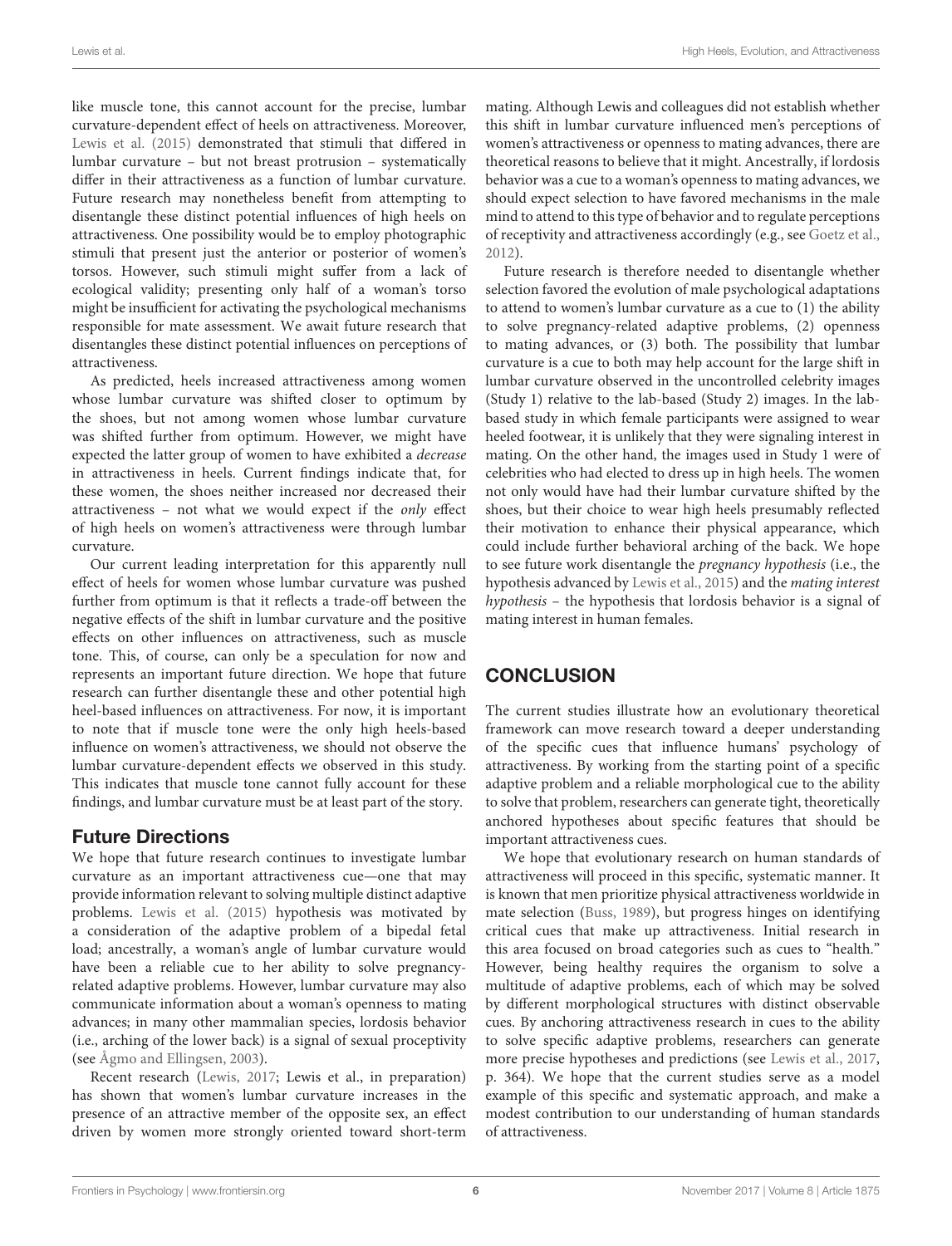like muscle tone, this cannot account for the precise, lumbar curvature-dependent effect of heels on attractiveness. Moreover, Lewis et al. (2015) demonstrated that stimuli that differed in lumbar curvature – but not breast protrusion – systematically differ in their attractiveness as a function of lumbar curvature. Future research may nonetheless benefit from attempting to disentangle these distinct potential influences of high heels on attractiveness. One possibility would be to employ photographic stimuli that present just the anterior or posterior of women's torsos. However, such stimuli might suffer from a lack of ecological validity; presenting only half of a woman's torso might be insufficient for activating the psychological mechanisms responsible for mate assessment. We await future research that disentangles these distinct potential influences on perceptions of attractiveness.

As predicted, heels increased attractiveness among women whose lumbar curvature was shifted closer to optimum by the shoes, but not among women whose lumbar curvature was shifted further from optimum. However, we might have expected the latter group of women to have exhibited a *decrease* in attractiveness in heels. Current findings indicate that, for these women, the shoes neither increased nor decreased their attractiveness – not what we would expect if the *only* effect of high heels on women's attractiveness were through lumbar curvature.

Our current leading interpretation for this apparently null effect of heels for women whose lumbar curvature was pushed further from optimum is that it reflects a trade-off between the negative effects of the shift in lumbar curvature and the positive effects on other influences on attractiveness, such as muscle tone. This, of course, can only be a speculation for now and represents an important future direction. We hope that future research can further disentangle these and other potential high heel-based influences on attractiveness. For now, it is important to note that if muscle tone were the only high heels-based influence on women's attractiveness, we should not observe the lumbar curvature-dependent effects we observed in this study. This indicates that muscle tone cannot fully account for these findings, and lumbar curvature must be at least part of the story.

## Future Directions

We hope that future research continues to investigate lumbar curvature as an important attractiveness cue—one that may provide information relevant to solving multiple distinct adaptive problems. Lewis et al. (2015) hypothesis was motivated by a consideration of the adaptive problem of a bipedal fetal load; ancestrally, a woman's angle of lumbar curvature would have been a reliable cue to her ability to solve pregnancy-related adaptive problems. However, lumbar curvature may also communicate information about a woman's openness to mating advances; in many other mammalian species, lordosis behavior (i.e., arching of the lower back) is a signal of sexual proceptivity (see Ågmo and Ellingsen, 2003).

Recent research (Lewis, 2017; Lewis et al., in preparation) has shown that women's lumbar curvature increases in the presence of an attractive member of the opposite sex, an effect driven by women more strongly oriented toward short-term mating. Although Lewis and colleagues did not establish whether this shift in lumbar curvature influenced men's perceptions of women's attractiveness or openness to mating advances, there are theoretical reasons to believe that it might. Ancestrally, if lordosis behavior was a cue to a woman's openness to mating advances, we should expect selection to have favored mechanisms in the male mind to attend to this type of behavior and to regulate perceptions of receptivity and attractiveness accordingly (e.g., see Goetz et al., 2012).

Future research is therefore needed to disentangle whether selection favored the evolution of male psychological adaptations to attend to women's lumbar curvature as a cue to (1) the ability to solve pregnancy-related adaptive problems, (2) openness to mating advances, or (3) both. The possibility that lumbar curvature is a cue to both may help account for the large shift in lumbar curvature observed in the uncontrolled celebrity images (Study 1) relative to the lab-based (Study 2) images. In the lab-based study in which female participants were assigned to wear heeled footwear, it is unlikely that they were signaling interest in mating. On the other hand, the images used in Study 1 were of celebrities who had elected to dress up in high heels. The women not only would have had their lumbar curvature shifted by the shoes, but their choice to wear high heels presumably reflected their motivation to enhance their physical appearance, which could include further behavioral arching of the back. We hope to see future work disentangle the *pregnancy hypothesis* (i.e., the hypothesis advanced by Lewis et al., 2015) and the *mating interest hypothesis* – the hypothesis that lordosis behavior is a signal of mating interest in human females.

# CONCLUSION

The current studies illustrate how an evolutionary theoretical framework can move research toward a deeper understanding of the specific cues that influence humans' psychology of attractiveness. By working from the starting point of a specific adaptive problem and a reliable morphological cue to the ability to solve that problem, researchers can generate tight, theoretically anchored hypotheses about specific features that should be important attractiveness cues.

We hope that evolutionary research on human standards of attractiveness will proceed in this specific, systematic manner. It is known that men prioritize physical attractiveness worldwide in mate selection (Buss, 1989), but progress hinges on identifying critical cues that make up attractiveness. Initial research in this area focused on broad categories such as cues to "health." However, being healthy requires the organism to solve a multitude of adaptive problems, each of which may be solved by different morphological structures with distinct observable cues. By anchoring attractiveness research in cues to the ability to solve specific adaptive problems, researchers can generate more precise hypotheses and predictions (see Lewis et al., 2017, p. 364). We hope that the current studies serve as a model example of this specific and systematic approach, and make a modest contribution to our understanding of human standards of attractiveness.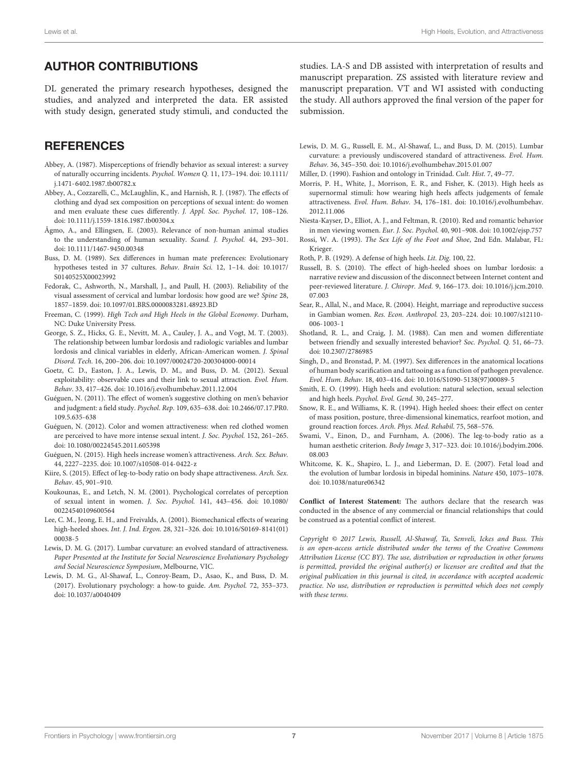## AUTHOR CONTRIBUTIONS

DL generated the primary research hypotheses, designed the studies, and analyzed and interpreted the data. ER assisted with study design, generated study stimuli, and conducted the studies. LA-S and DB assisted with interpretation of results and manuscript preparation. ZS assisted with literature review and manuscript preparation. VT and WI assisted with conducting the study. All authors approved the final version of the paper for submission.

## REFERENCES

Abbey, A. (1987). Misperceptions of friendly behavior as sexual interest: a survey of naturally occurring incidents. *Psychol. Women Q.* 11, 173–194. doi: 10.1111/j.1471-6402.1987.tb00782.x

Abbey, A., Cozzarelli, C., McLaughlin, K., and Harnish, R. J. (1987). The effects of clothing and dyad sex composition on perceptions of sexual intent: do women and men evaluate these cues differently. *J. Appl. Soc. Psychol.* 17, 108–126. doi: 10.1111/j.1559-1816.1987.tb00304.x

Ågmo, A., and Ellingsen, E. (2003). Relevance of non-human animal studies to the understanding of human sexuality. *Scand. J. Psychol.* 44, 293–301. doi: 10.1111/1467-9450.00348

Buss, D. M. (1989). Sex differences in human mate preferences: Evolutionary hypotheses tested in 37 cultures. *Behav. Brain Sci.* 12, 1–14. doi: 10.1017/S0140525X00023992

Fedorak, C., Ashworth, N., Marshall, J., and Paull, H. (2003). Reliability of the visual assessment of cervical and lumbar lordosis: how good are we? *Spine* 28, 1857–1859. doi: 10.1097/01.BRS.0000083281.48923.BD

Freeman, C. (1999). *High Tech and High Heels in the Global Economy*. Durham, NC: Duke University Press.

George, S. Z., Hicks, G. E., Nevitt, M. A., Cauley, J. A., and Vogt, M. T. (2003). The relationship between lumbar lordosis and radiologic variables and lumbar lordosis and clinical variables in elderly, African-American women. *J. Spinal Disord. Tech.* 16, 200–206. doi: 10.1097/00024720-200304000-00014

Goetz, C. D., Easton, J. A., Lewis, D. M., and Buss, D. M. (2012). Sexual exploitability: observable cues and their link to sexual attraction. *Evol. Hum. Behav.* 33, 417–426. doi: 10.1016/j.evolhumbehav.2011.12.004

Guéguen, N. (2011). The effect of women's suggestive clothing on men's behavior and judgment: a field study. *Psychol. Rep.* 109, 635–638. doi: 10.2466/07.17.PR0.109.5.635-638

Guéguen, N. (2012). Color and women attractiveness: when red clothed women are perceived to have more intense sexual intent. *J. Soc. Psychol.* 152, 261–265. doi: 10.1080/00224545.2011.605398

Guéguen, N. (2015). High heels increase women's attractiveness. *Arch. Sex. Behav.* 44, 2227–2235. doi: 10.1007/s10508-014-0422-z

Kiire, S. (2015). Effect of leg-to-body ratio on body shape attractiveness. *Arch. Sex. Behav.* 45, 901–910.

Koukounas, E., and Letch, N. M. (2001). Psychological correlates of perception of sexual intent in women. *J. Soc. Psychol.* 141, 443–456. doi: 10.1080/00224540109600564

Lee, C. M., Jeong, E. H., and Freivalds, A. (2001). Biomechanical effects of wearing high-heeled shoes. *Int. J. Ind. Ergon.* 28, 321–326. doi: 10.1016/S0169-8141(01)00038-5

Lewis, D. M. G. (2017). Lumbar curvature: an evolved standard of attractiveness. *Paper Presented at the Institute for Social Neuroscience Evolutionary Psychology and Social Neuroscience Symposium*, Melbourne, VIC.

Lewis, D. M. G., Al-Shawaf, L., Conroy-Beam, D., Asao, K., and Buss, D. M. (2017). Evolutionary psychology: a how-to guide. *Am. Psychol.* 72, 353–373. doi: 10.1037/a0040409

Lewis, D. M. G., Russell, E. M., Al-Shawaf, L., and Buss, D. M. (2015). Lumbar curvature: a previously undiscovered standard of attractiveness. *Evol. Hum. Behav.* 36, 345–350. doi: 10.1016/j.evolhumbehav.2015.01.007

Miller, D. (1990). Fashion and ontology in Trinidad. *Cult. Hist.* 7, 49–77.

Morris, P. H., White, J., Morrison, E. R., and Fisher, K. (2013). High heels as supernormal stimuli: how wearing high heels affects judgements of female attractiveness. *Evol. Hum. Behav.* 34, 176–181. doi: 10.1016/j.evolhumbehav.2012.11.006

Niesta-Kayser, D., Elliot, A. J., and Feltman, R. (2010). Red and romantic behavior in men viewing women. *Eur. J. Soc. Psychol.* 40, 901–908. doi: 10.1002/ejsp.757

Rossi, W. A. (1993). *The Sex Life of the Foot and Shoe*, 2nd Edn. Malabar, FL: Krieger.

Roth, P. B. (1929). A defense of high heels. *Lit. Dig.* 100, 22.

Russell, B. S. (2010). The effect of high-heeled shoes on lumbar lordosis: a narrative review and discussion of the disconnect between Internet content and peer-reviewed literature. *J. Chiropr. Med.* 9, 166–173. doi: 10.1016/j.jcm.2010.07.003

Sear, R., Allal, N., and Mace, R. (2004). Height, marriage and reproductive success in Gambian women. *Res. Econ. Anthropol.* 23, 203–224. doi: 10.1007/s12110-006-1003-1

Shotland, R. L., and Craig, J. M. (1988). Can men and women differentiate between friendly and sexually interested behavior? *Soc. Psychol. Q.* 51, 66–73. doi: 10.2307/2786985

Singh, D., and Bronstad, P. M. (1997). Sex differences in the anatomical locations of human body scarification and tattooing as a function of pathogen prevalence. *Evol. Hum. Behav.* 18, 403–416. doi: 10.1016/S1090-5138(97)00089-5

Smith, E. O. (1999). High heels and evolution: natural selection, sexual selection and high heels. *Psychol. Evol. Gend.* 30, 245–277.

Snow, R. E., and Williams, K. R. (1994). High heeled shoes: their effect on center of mass position, posture, three-dimensional kinematics, rearfoot motion, and ground reaction forces. *Arch. Phys. Med. Rehabil.* 75, 568–576.

Swami, V., Einon, D., and Furnham, A. (2006). The leg-to-body ratio as a human aesthetic criterion. *Body Image* 3, 317–323. doi: 10.1016/j.bodyim.2006.08.003

Whitcome, K. K., Shapiro, L. J., and Lieberman, D. E. (2007). Fetal load and the evolution of lumbar lordosis in bipedal hominins. *Nature* 450, 1075–1078. doi: 10.1038/nature06342

**Conflict of Interest Statement:** The authors declare that the research was conducted in the absence of any commercial or financial relationships that could be construed as a potential conflict of interest.

*Copyright © 2017 Lewis, Russell, Al-Shawaf, Ta, Senveli, Ickes and Buss. This is an open-access article distributed under the terms of the Creative Commons Attribution License (CC BY). The use, distribution or reproduction in other forums is permitted, provided the original author(s) or licensor are credited and that the original publication in this journal is cited, in accordance with accepted academic practice. No use, distribution or reproduction is permitted which does not comply with these terms.*